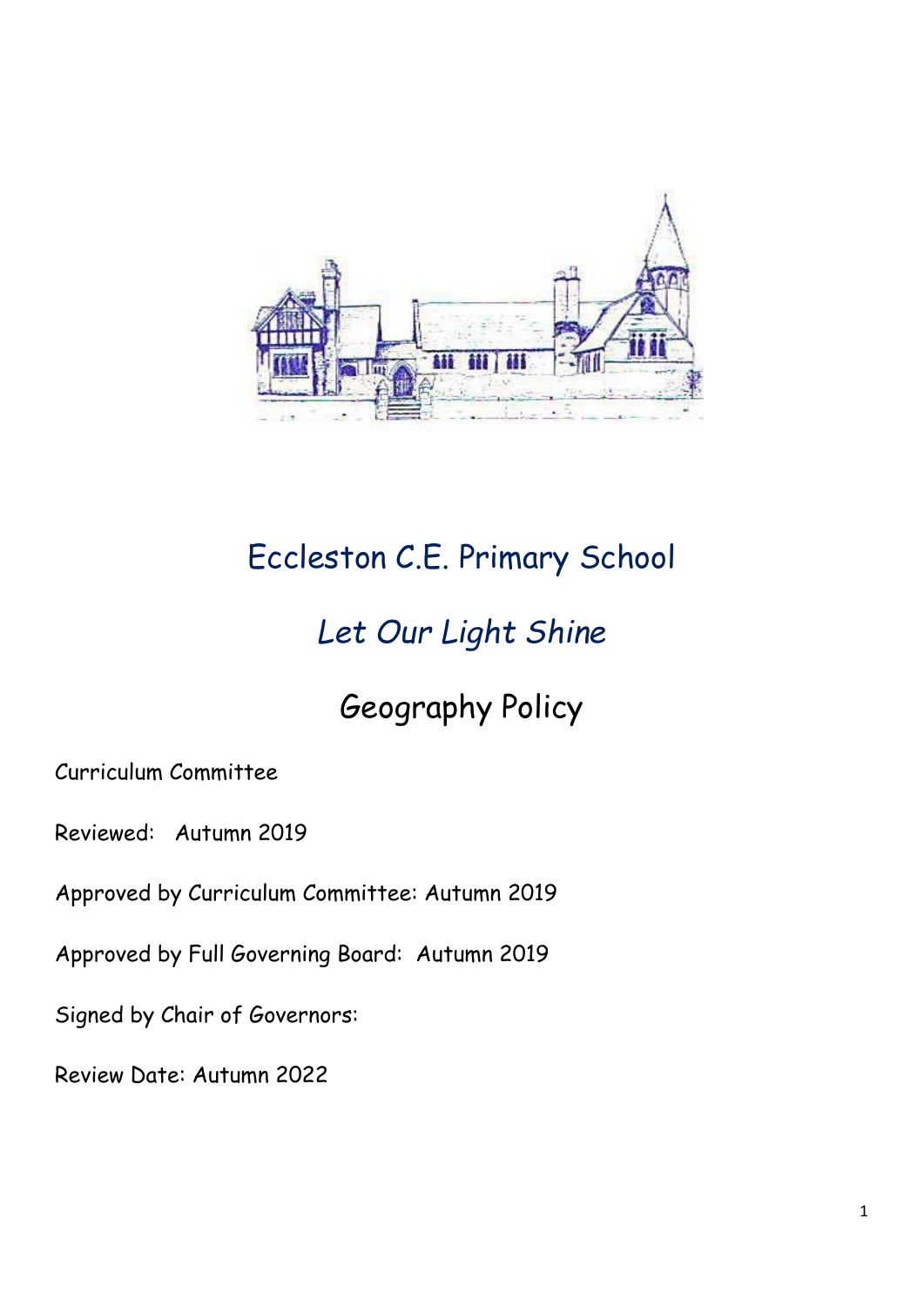# Eccleston C.E. Primary School

## *Let Our Light Shine*

## Geography Policy

Curriculum Committee

Reviewed: Autumn 2019

Approved by Curriculum Committee: Autumn 2019

Approved by Full Governing Board: Autumn 2019

Signed by Chair of Governors:

Review Date: Autumn 2022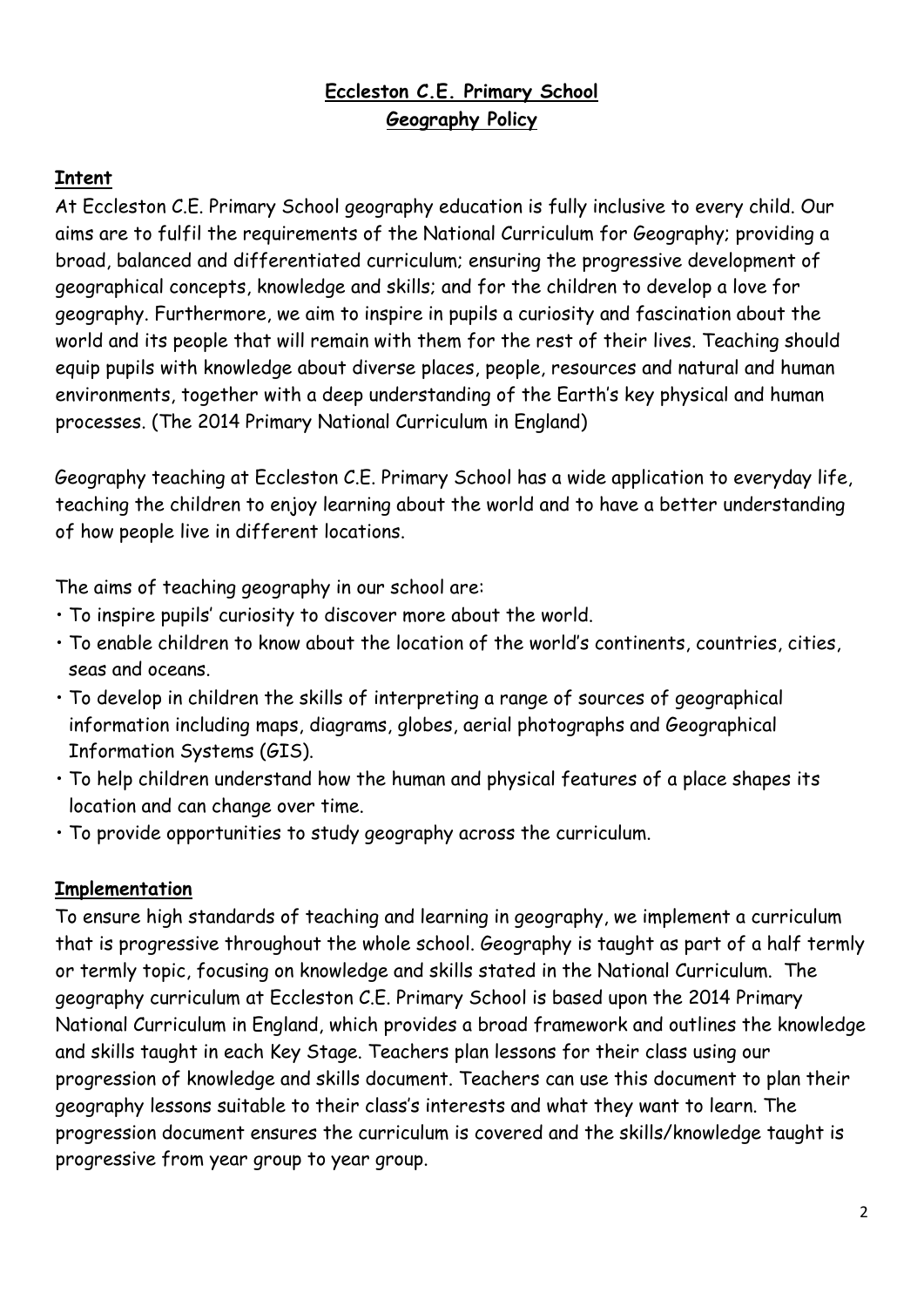# **Eccleston C.E. Primary School**
## **Geography Policy**

### **Intent**

At Eccleston C.E. Primary School geography education is fully inclusive to every child. Our aims are to fulfil the requirements of the National Curriculum for Geography; providing a broad, balanced and differentiated curriculum; ensuring the progressive development of geographical concepts, knowledge and skills; and for the children to develop a love for geography. Furthermore, we aim to inspire in pupils a curiosity and fascination about the world and its people that will remain with them for the rest of their lives. Teaching should equip pupils with knowledge about diverse places, people, resources and natural and human environments, together with a deep understanding of the Earth's key physical and human processes. (The 2014 Primary National Curriculum in England)

Geography teaching at Eccleston C.E. Primary School has a wide application to everyday life, teaching the children to enjoy learning about the world and to have a better understanding of how people live in different locations.

The aims of teaching geography in our school are:

- To inspire pupils' curiosity to discover more about the world.
- To enable children to know about the location of the world's continents, countries, cities, seas and oceans.
- To develop in children the skills of interpreting a range of sources of geographical information including maps, diagrams, globes, aerial photographs and Geographical Information Systems (GIS).
- To help children understand how the human and physical features of a place shapes its location and can change over time.
- To provide opportunities to study geography across the curriculum.

### **Implementation**

To ensure high standards of teaching and learning in geography, we implement a curriculum that is progressive throughout the whole school. Geography is taught as part of a half termly or termly topic, focusing on knowledge and skills stated in the National Curriculum. The geography curriculum at Eccleston C.E. Primary School is based upon the 2014 Primary National Curriculum in England, which provides a broad framework and outlines the knowledge and skills taught in each Key Stage. Teachers plan lessons for their class using our progression of knowledge and skills document. Teachers can use this document to plan their geography lessons suitable to their class's interests and what they want to learn. The progression document ensures the curriculum is covered and the skills/knowledge taught is progressive from year group to year group.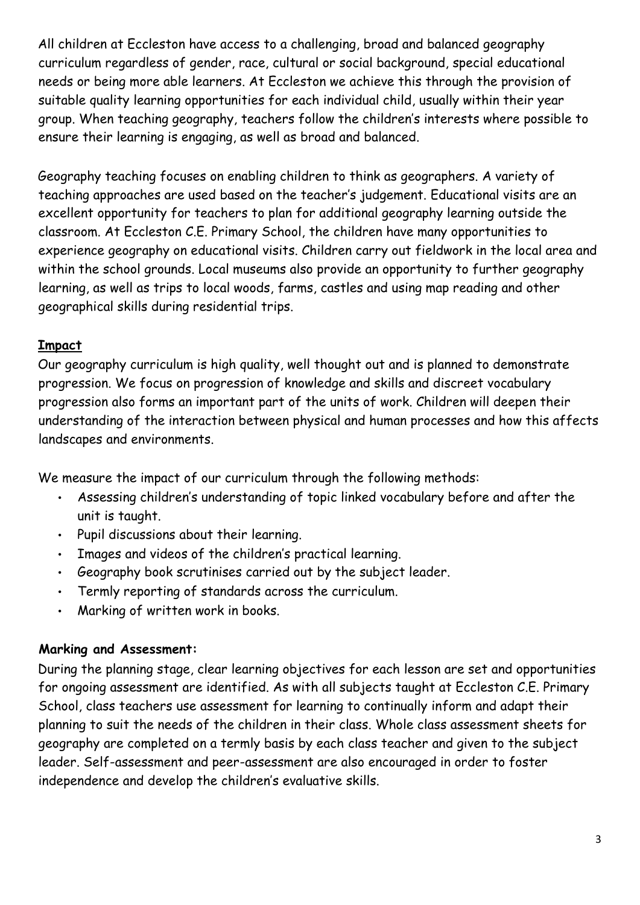All children at Eccleston have access to a challenging, broad and balanced geography curriculum regardless of gender, race, cultural or social background, special educational needs or being more able learners. At Eccleston we achieve this through the provision of suitable quality learning opportunities for each individual child, usually within their year group. When teaching geography, teachers follow the children's interests where possible to ensure their learning is engaging, as well as broad and balanced.

Geography teaching focuses on enabling children to think as geographers. A variety of teaching approaches are used based on the teacher's judgement. Educational visits are an excellent opportunity for teachers to plan for additional geography learning outside the classroom. At Eccleston C.E. Primary School, the children have many opportunities to experience geography on educational visits. Children carry out fieldwork in the local area and within the school grounds. Local museums also provide an opportunity to further geography learning, as well as trips to local woods, farms, castles and using map reading and other geographical skills during residential trips.

## Impact

Our geography curriculum is high quality, well thought out and is planned to demonstrate progression. We focus on progression of knowledge and skills and discreet vocabulary progression also forms an important part of the units of work. Children will deepen their understanding of the interaction between physical and human processes and how this affects landscapes and environments.

We measure the impact of our curriculum through the following methods:

- Assessing children's understanding of topic linked vocabulary before and after the unit is taught.
- Pupil discussions about their learning.
- Images and videos of the children's practical learning.
- Geography book scrutinises carried out by the subject leader.
- Termly reporting of standards across the curriculum.
- Marking of written work in books.

## Marking and Assessment:

During the planning stage, clear learning objectives for each lesson are set and opportunities for ongoing assessment are identified. As with all subjects taught at Eccleston C.E. Primary School, class teachers use assessment for learning to continually inform and adapt their planning to suit the needs of the children in their class. Whole class assessment sheets for geography are completed on a termly basis by each class teacher and given to the subject leader. Self-assessment and peer-assessment are also encouraged in order to foster independence and develop the children's evaluative skills.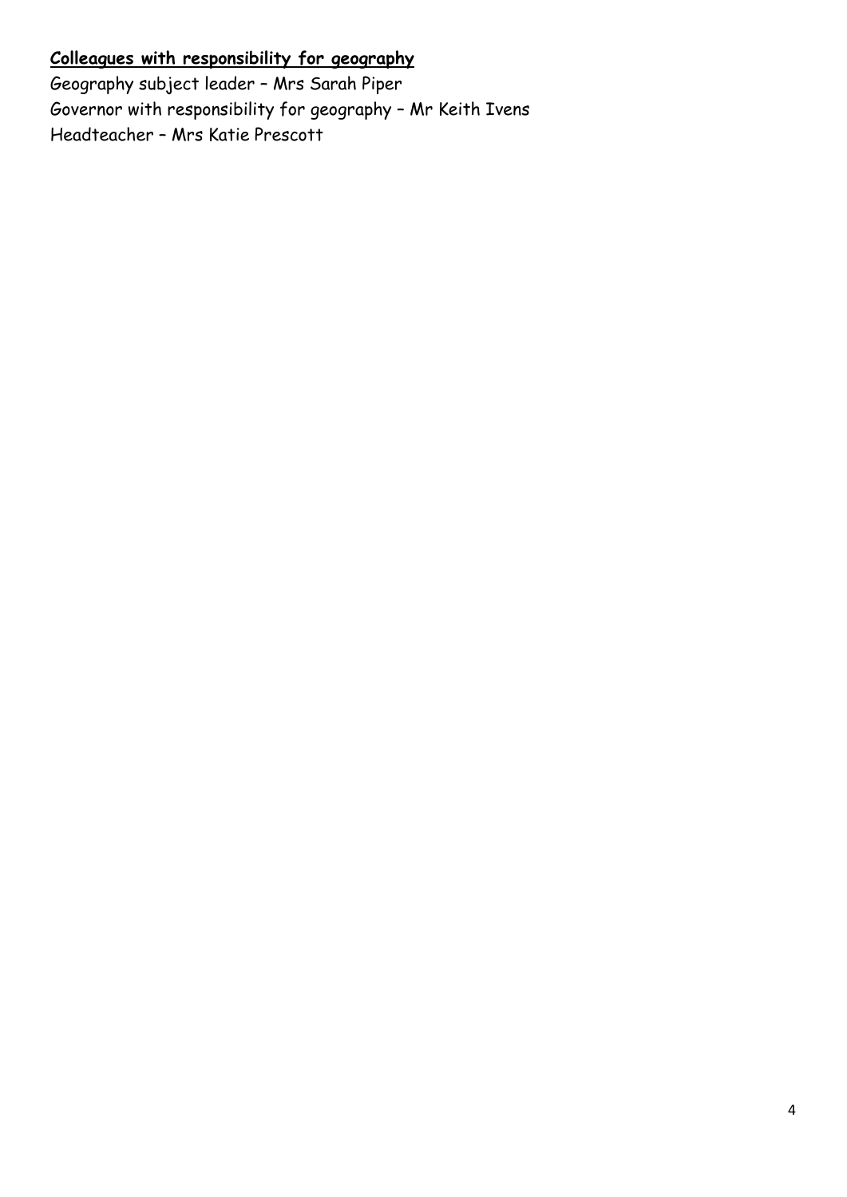**<u>Colleagues with responsibility for geography</u>**

Geography subject leader – Mrs Sarah Piper

Governor with responsibility for geography – Mr Keith Ivens

Headteacher – Mrs Katie Prescott